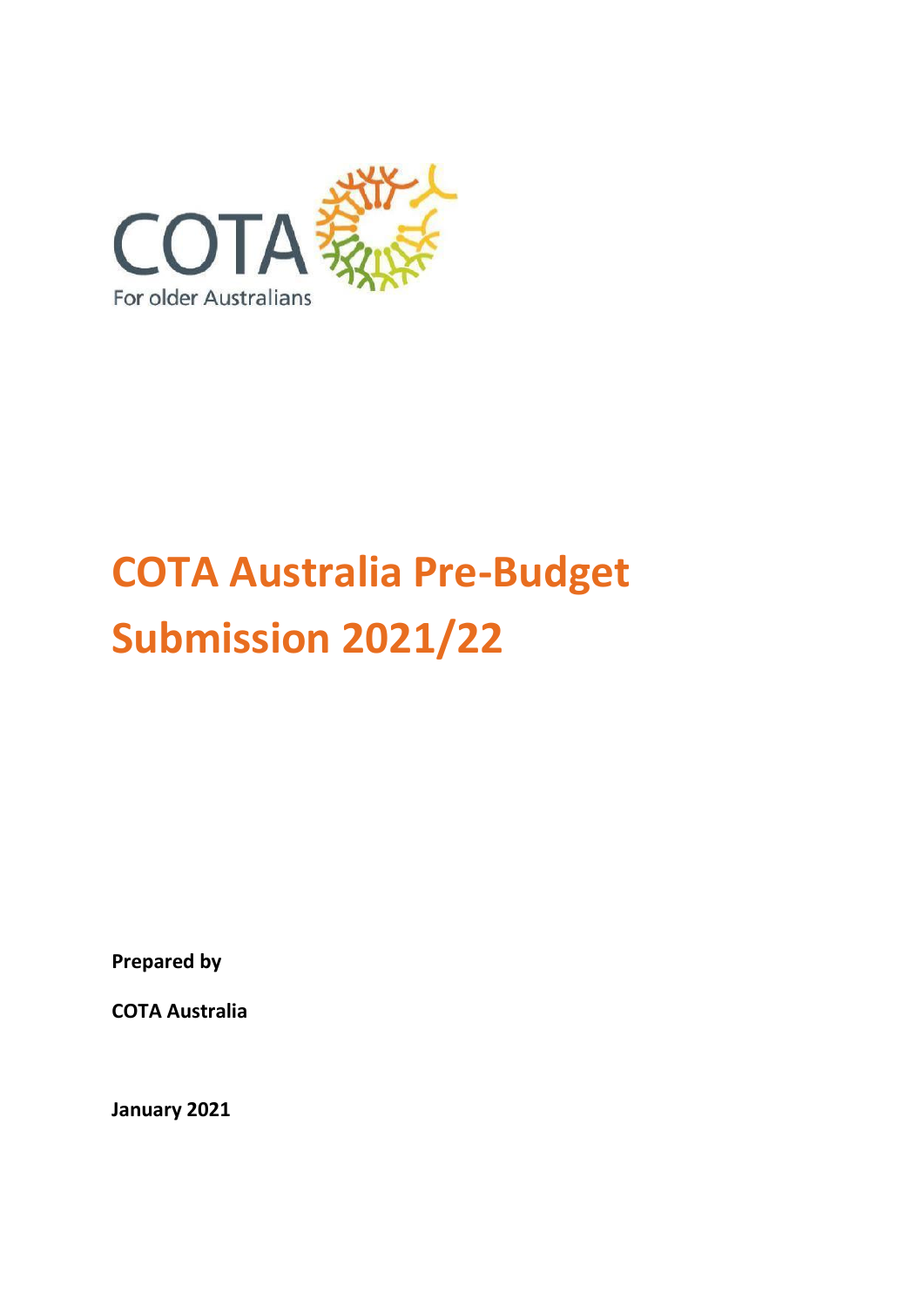# COTA Australia Pre-Budget Submission 2021/22

**Prepared by**

**COTA Australia**

**January 2021**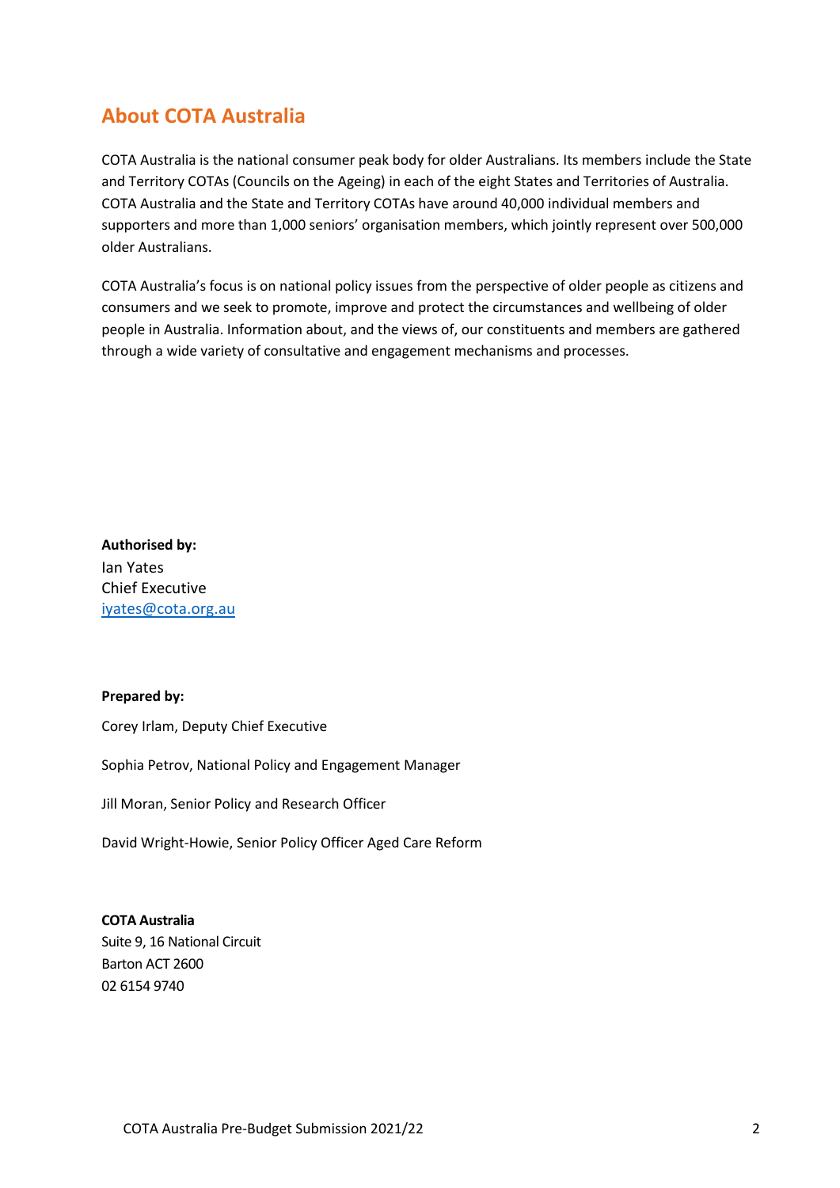## About COTA Australia

COTA Australia is the national consumer peak body for older Australians. Its members include the State and Territory COTAs (Councils on the Ageing) in each of the eight States and Territories of Australia. COTA Australia and the State and Territory COTAs have around 40,000 individual members and supporters and more than 1,000 seniors' organisation members, which jointly represent over 500,000 older Australians.

COTA Australia's focus is on national policy issues from the perspective of older people as citizens and consumers and we seek to promote, improve and protect the circumstances and wellbeing of older people in Australia. Information about, and the views of, our constituents and members are gathered through a wide variety of consultative and engagement mechanisms and processes.

**Authorised by:**
Ian Yates
Chief Executive
iyates@cota.org.au

**Prepared by:**

Corey Irlam, Deputy Chief Executive

Sophia Petrov, National Policy and Engagement Manager

Jill Moran, Senior Policy and Research Officer

David Wright-Howie, Senior Policy Officer Aged Care Reform

**COTA Australia**
Suite 9, 16 National Circuit
Barton ACT 2600
02 6154 9740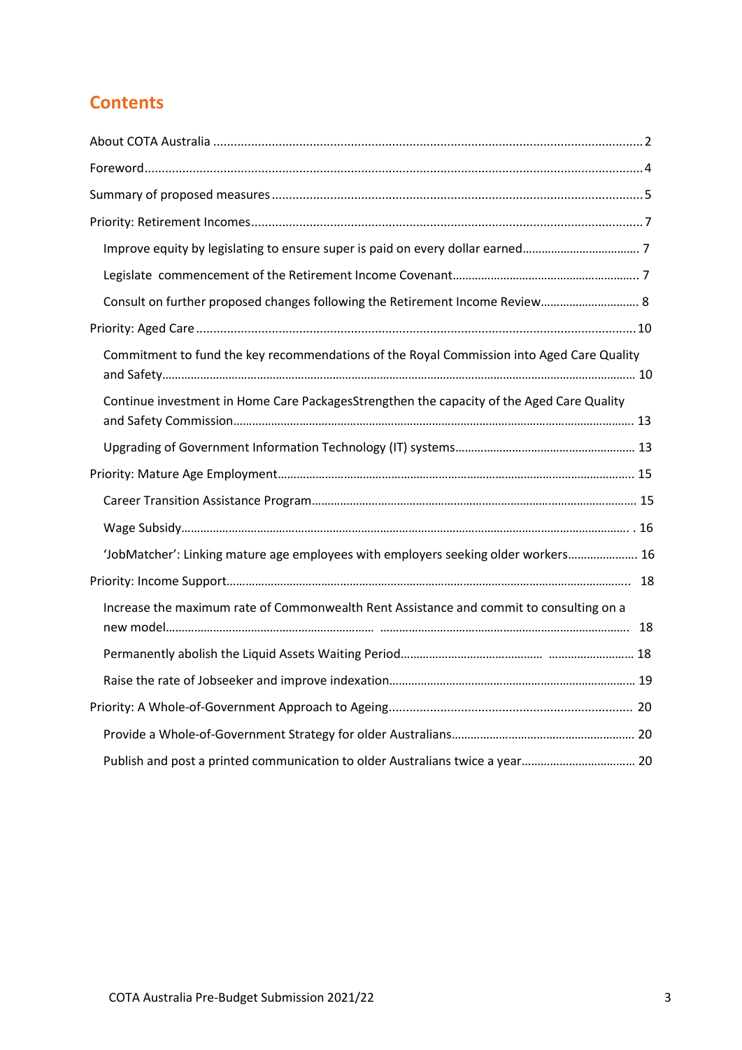## Contents

About COTA Australia ..... 2

Foreword ..... 4

Summary of proposed measures ..... 5

Priority: Retirement Incomes ..... 7

- Improve equity by legislating to ensure super is paid on every dollar earned ..... 7
- Legislate commencement of the Retirement Income Covenant ..... 7
- Consult on further proposed changes following the Retirement Income Review ..... 8

Priority: Aged Care ..... 10

- Commitment to fund the key recommendations of the Royal Commission into Aged Care Quality and Safety ..... 10
- Continue investment in Home Care PackagesStrengthen the capacity of the Aged Care Quality and Safety Commission ..... 13
- Upgrading of Government Information Technology (IT) systems ..... 13

Priority: Mature Age Employment ..... 15

- Career Transition Assistance Program ..... 15
- Wage Subsidy ..... 16
- 'JobMatcher': Linking mature age employees with employers seeking older workers ..... 16

Priority: Income Support ..... 18

- Increase the maximum rate of Commonwealth Rent Assistance and commit to consulting on a new model ..... 18
- Permanently abolish the Liquid Assets Waiting Period ..... 18
- Raise the rate of Jobseeker and improve indexation ..... 19

Priority: A Whole-of-Government Approach to Ageing ..... 20

- Provide a Whole-of-Government Strategy for older Australians ..... 20
- Publish and post a printed communication to older Australians twice a year ..... 20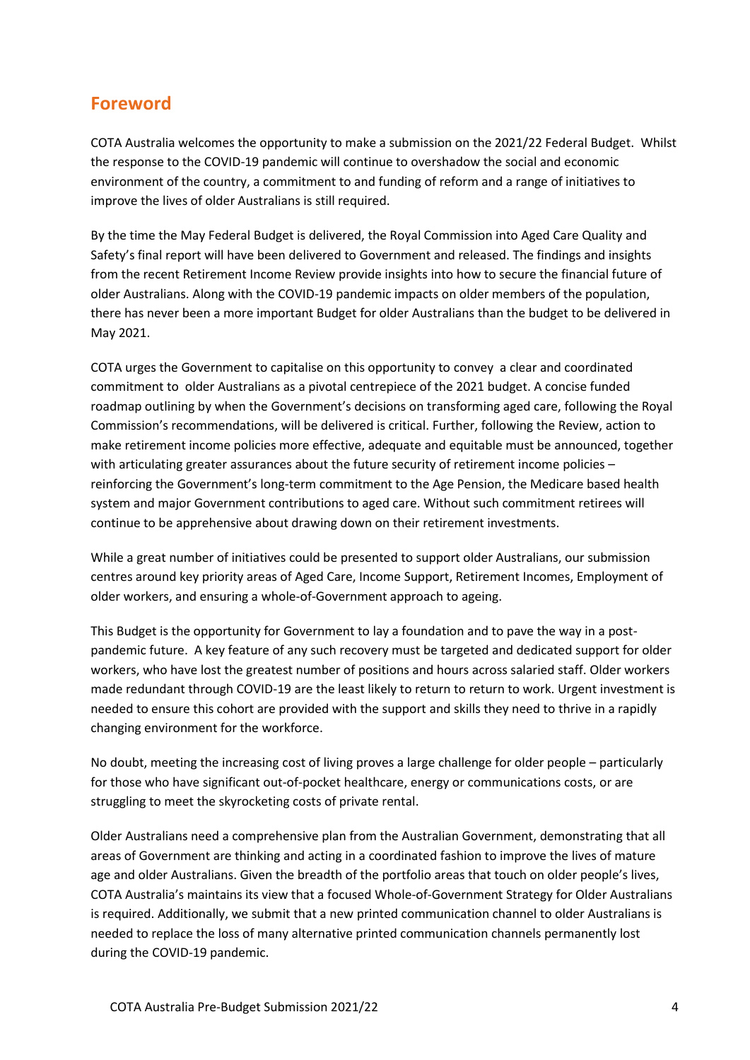## Foreword

COTA Australia welcomes the opportunity to make a submission on the 2021/22 Federal Budget. Whilst the response to the COVID-19 pandemic will continue to overshadow the social and economic environment of the country, a commitment to and funding of reform and a range of initiatives to improve the lives of older Australians is still required.

By the time the May Federal Budget is delivered, the Royal Commission into Aged Care Quality and Safety's final report will have been delivered to Government and released. The findings and insights from the recent Retirement Income Review provide insights into how to secure the financial future of older Australians. Along with the COVID-19 pandemic impacts on older members of the population, there has never been a more important Budget for older Australians than the budget to be delivered in May 2021.

COTA urges the Government to capitalise on this opportunity to convey a clear and coordinated commitment to older Australians as a pivotal centrepiece of the 2021 budget. A concise funded roadmap outlining by when the Government's decisions on transforming aged care, following the Royal Commission's recommendations, will be delivered is critical. Further, following the Review, action to make retirement income policies more effective, adequate and equitable must be announced, together with articulating greater assurances about the future security of retirement income policies – reinforcing the Government's long-term commitment to the Age Pension, the Medicare based health system and major Government contributions to aged care. Without such commitment retirees will continue to be apprehensive about drawing down on their retirement investments.

While a great number of initiatives could be presented to support older Australians, our submission centres around key priority areas of Aged Care, Income Support, Retirement Incomes, Employment of older workers, and ensuring a whole-of-Government approach to ageing.

This Budget is the opportunity for Government to lay a foundation and to pave the way in a post-pandemic future. A key feature of any such recovery must be targeted and dedicated support for older workers, who have lost the greatest number of positions and hours across salaried staff. Older workers made redundant through COVID-19 are the least likely to return to return to work. Urgent investment is needed to ensure this cohort are provided with the support and skills they need to thrive in a rapidly changing environment for the workforce.

No doubt, meeting the increasing cost of living proves a large challenge for older people – particularly for those who have significant out-of-pocket healthcare, energy or communications costs, or are struggling to meet the skyrocketing costs of private rental.

Older Australians need a comprehensive plan from the Australian Government, demonstrating that all areas of Government are thinking and acting in a coordinated fashion to improve the lives of mature age and older Australians. Given the breadth of the portfolio areas that touch on older people's lives, COTA Australia's maintains its view that a focused Whole-of-Government Strategy for Older Australians is required. Additionally, we submit that a new printed communication channel to older Australians is needed to replace the loss of many alternative printed communication channels permanently lost during the COVID-19 pandemic.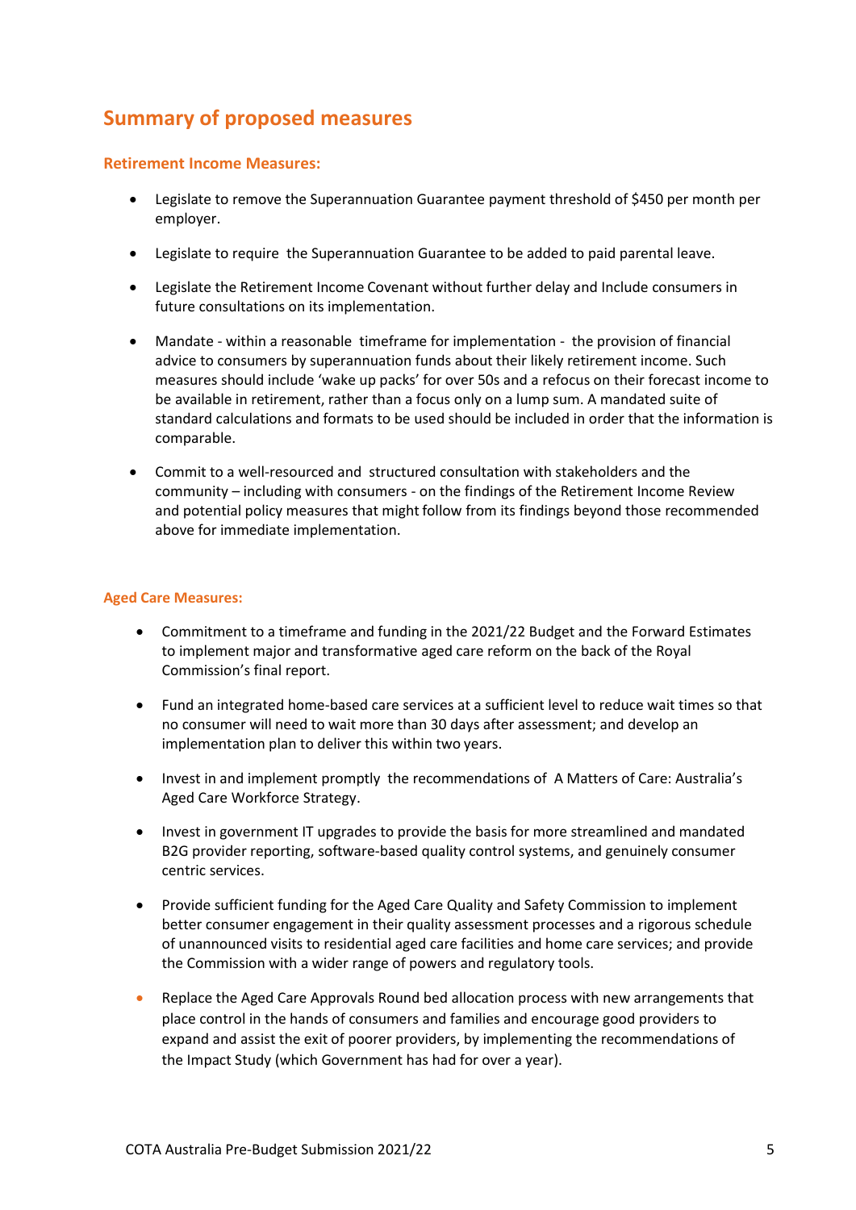## Summary of proposed measures

### Retirement Income Measures:

- Legislate to remove the Superannuation Guarantee payment threshold of $450 per month per employer.
- Legislate to require the Superannuation Guarantee to be added to paid parental leave.
- Legislate the Retirement Income Covenant without further delay and Include consumers in future consultations on its implementation.
- Mandate - within a reasonable timeframe for implementation - the provision of financial advice to consumers by superannuation funds about their likely retirement income. Such measures should include 'wake up packs' for over 50s and a refocus on their forecast income to be available in retirement, rather than a focus only on a lump sum. A mandated suite of standard calculations and formats to be used should be included in order that the information is comparable.
- Commit to a well-resourced and structured consultation with stakeholders and the community – including with consumers - on the findings of the Retirement Income Review and potential policy measures that might follow from its findings beyond those recommended above for immediate implementation.

### Aged Care Measures:

- Commitment to a timeframe and funding in the 2021/22 Budget and the Forward Estimates to implement major and transformative aged care reform on the back of the Royal Commission's final report.
- Fund an integrated home-based care services at a sufficient level to reduce wait times so that no consumer will need to wait more than 30 days after assessment; and develop an implementation plan to deliver this within two years.
- Invest in and implement promptly the recommendations of A Matters of Care: Australia's Aged Care Workforce Strategy.
- Invest in government IT upgrades to provide the basis for more streamlined and mandated B2G provider reporting, software-based quality control systems, and genuinely consumer centric services.
- Provide sufficient funding for the Aged Care Quality and Safety Commission to implement better consumer engagement in their quality assessment processes and a rigorous schedule of unannounced visits to residential aged care facilities and home care services; and provide the Commission with a wider range of powers and regulatory tools.
- Replace the Aged Care Approvals Round bed allocation process with new arrangements that place control in the hands of consumers and families and encourage good providers to expand and assist the exit of poorer providers, by implementing the recommendations of the Impact Study (which Government has had for over a year).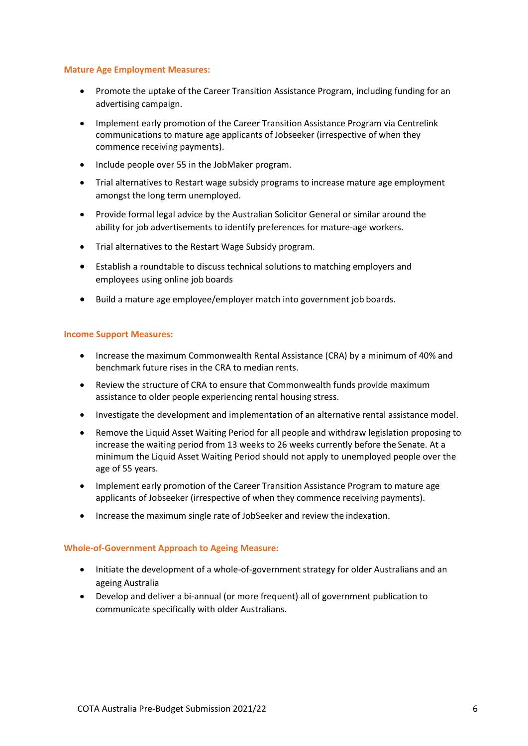### Mature Age Employment Measures:

- Promote the uptake of the Career Transition Assistance Program, including funding for an advertising campaign.
- Implement early promotion of the Career Transition Assistance Program via Centrelink communications to mature age applicants of Jobseeker (irrespective of when they commence receiving payments).
- Include people over 55 in the JobMaker program.
- Trial alternatives to Restart wage subsidy programs to increase mature age employment amongst the long term unemployed.
- Provide formal legal advice by the Australian Solicitor General or similar around the ability for job advertisements to identify preferences for mature-age workers.
- Trial alternatives to the Restart Wage Subsidy program.
- Establish a roundtable to discuss technical solutions to matching employers and employees using online job boards
- Build a mature age employee/employer match into government job boards.

### Income Support Measures:

- Increase the maximum Commonwealth Rental Assistance (CRA) by a minimum of 40% and benchmark future rises in the CRA to median rents.
- Review the structure of CRA to ensure that Commonwealth funds provide maximum assistance to older people experiencing rental housing stress.
- Investigate the development and implementation of an alternative rental assistance model.
- Remove the Liquid Asset Waiting Period for all people and withdraw legislation proposing to increase the waiting period from 13 weeks to 26 weeks currently before the Senate. At a minimum the Liquid Asset Waiting Period should not apply to unemployed people over the age of 55 years.
- Implement early promotion of the Career Transition Assistance Program to mature age applicants of Jobseeker (irrespective of when they commence receiving payments).
- Increase the maximum single rate of JobSeeker and review the indexation.

### Whole-of-Government Approach to Ageing Measure:

- Initiate the development of a whole-of-government strategy for older Australians and an ageing Australia
- Develop and deliver a bi-annual (or more frequent) all of government publication to communicate specifically with older Australians.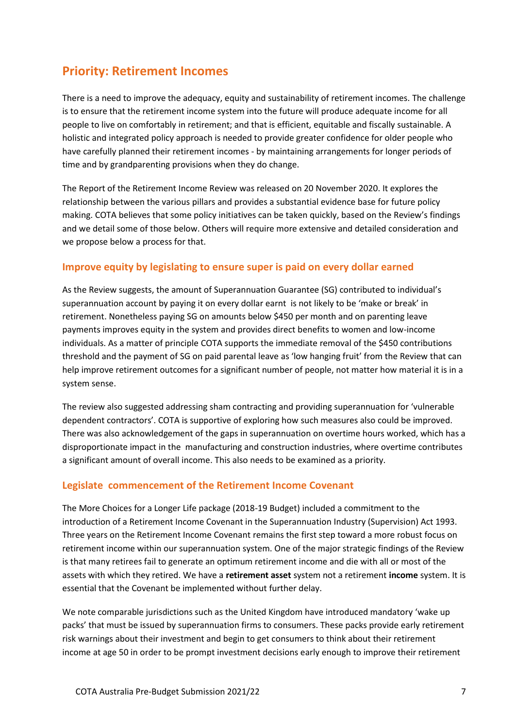## Priority: Retirement Incomes

There is a need to improve the adequacy, equity and sustainability of retirement incomes. The challenge is to ensure that the retirement income system into the future will produce adequate income for all people to live on comfortably in retirement; and that is efficient, equitable and fiscally sustainable. A holistic and integrated policy approach is needed to provide greater confidence for older people who have carefully planned their retirement incomes - by maintaining arrangements for longer periods of time and by grandparenting provisions when they do change.

The Report of the Retirement Income Review was released on 20 November 2020. It explores the relationship between the various pillars and provides a substantial evidence base for future policy making. COTA believes that some policy initiatives can be taken quickly, based on the Review's findings and we detail some of those below. Others will require more extensive and detailed consideration and we propose below a process for that.

### Improve equity by legislating to ensure super is paid on every dollar earned

As the Review suggests, the amount of Superannuation Guarantee (SG) contributed to individual's superannuation account by paying it on every dollar earnt is not likely to be 'make or break' in retirement. Nonetheless paying SG on amounts below $450 per month and on parenting leave payments improves equity in the system and provides direct benefits to women and low-income individuals. As a matter of principle COTA supports the immediate removal of the $450 contributions threshold and the payment of SG on paid parental leave as 'low hanging fruit' from the Review that can help improve retirement outcomes for a significant number of people, not matter how material it is in a system sense.

The review also suggested addressing sham contracting and providing superannuation for 'vulnerable dependent contractors'. COTA is supportive of exploring how such measures also could be improved. There was also acknowledgement of the gaps in superannuation on overtime hours worked, which has a disproportionate impact in the manufacturing and construction industries, where overtime contributes a significant amount of overall income. This also needs to be examined as a priority.

### Legislate commencement of the Retirement Income Covenant

The More Choices for a Longer Life package (2018-19 Budget) included a commitment to the introduction of a Retirement Income Covenant in the Superannuation Industry (Supervision) Act 1993. Three years on the Retirement Income Covenant remains the first step toward a more robust focus on retirement income within our superannuation system. One of the major strategic findings of the Review is that many retirees fail to generate an optimum retirement income and die with all or most of the assets with which they retired. We have a **retirement asset** system not a retirement **income** system. It is essential that the Covenant be implemented without further delay.

We note comparable jurisdictions such as the United Kingdom have introduced mandatory 'wake up packs' that must be issued by superannuation firms to consumers. These packs provide early retirement risk warnings about their investment and begin to get consumers to think about their retirement income at age 50 in order to be prompt investment decisions early enough to improve their retirement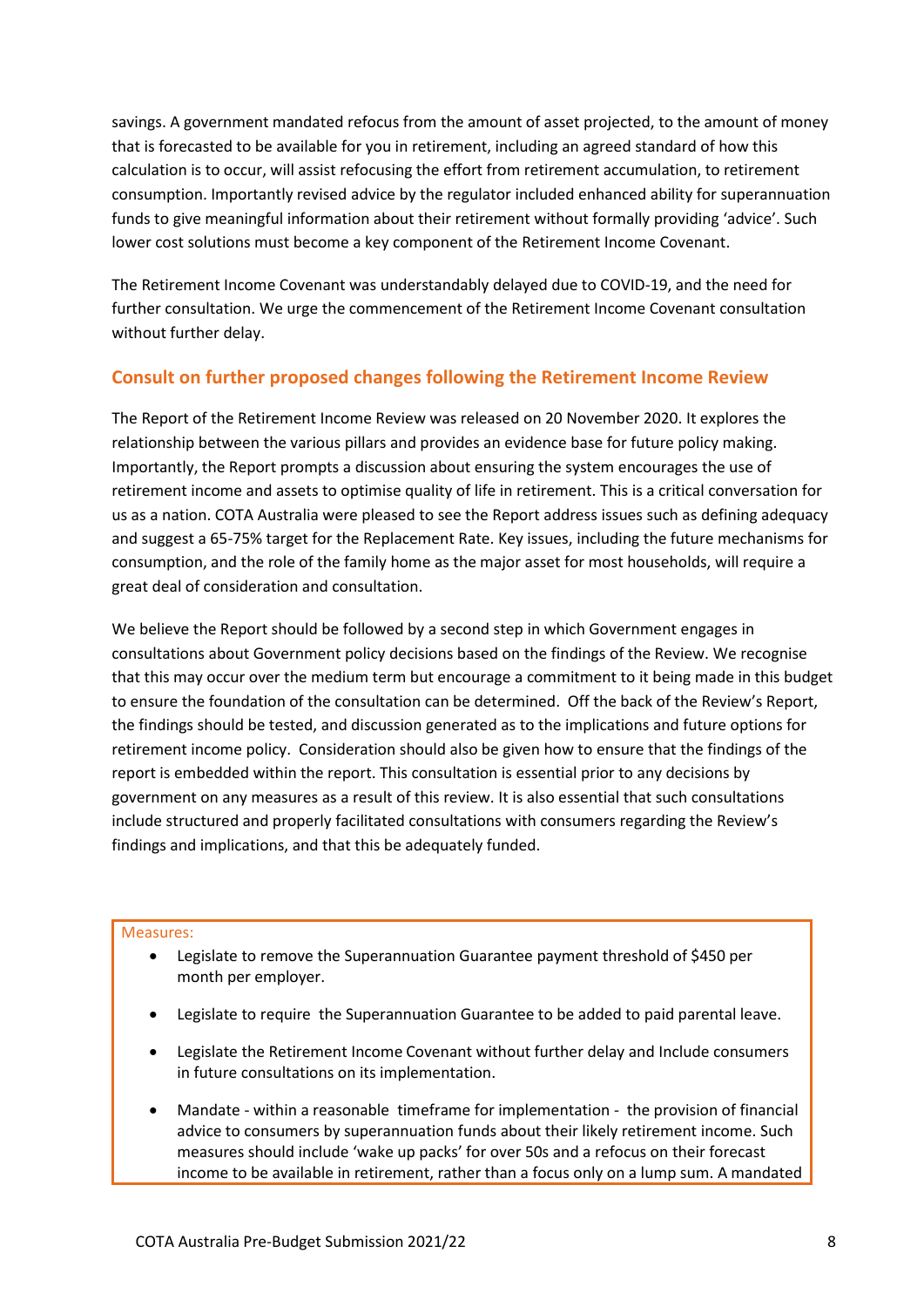savings. A government mandated refocus from the amount of asset projected, to the amount of money that is forecasted to be available for you in retirement, including an agreed standard of how this calculation is to occur, will assist refocusing the effort from retirement accumulation, to retirement consumption. Importantly revised advice by the regulator included enhanced ability for superannuation funds to give meaningful information about their retirement without formally providing 'advice'. Such lower cost solutions must become a key component of the Retirement Income Covenant.

The Retirement Income Covenant was understandably delayed due to COVID-19, and the need for further consultation. We urge the commencement of the Retirement Income Covenant consultation without further delay.

## Consult on further proposed changes following the Retirement Income Review

The Report of the Retirement Income Review was released on 20 November 2020. It explores the relationship between the various pillars and provides an evidence base for future policy making. Importantly, the Report prompts a discussion about ensuring the system encourages the use of retirement income and assets to optimise quality of life in retirement. This is a critical conversation for us as a nation. COTA Australia were pleased to see the Report address issues such as defining adequacy and suggest a 65-75% target for the Replacement Rate. Key issues, including the future mechanisms for consumption, and the role of the family home as the major asset for most households, will require a great deal of consideration and consultation.

We believe the Report should be followed by a second step in which Government engages in consultations about Government policy decisions based on the findings of the Review. We recognise that this may occur over the medium term but encourage a commitment to it being made in this budget to ensure the foundation of the consultation can be determined. Off the back of the Review's Report, the findings should be tested, and discussion generated as to the implications and future options for retirement income policy. Consideration should also be given how to ensure that the findings of the report is embedded within the report. This consultation is essential prior to any decisions by government on any measures as a result of this review. It is also essential that such consultations include structured and properly facilitated consultations with consumers regarding the Review's findings and implications, and that this be adequately funded.

Measures:

- Legislate to remove the Superannuation Guarantee payment threshold of $450 per month per employer.
- Legislate to require the Superannuation Guarantee to be added to paid parental leave.
- Legislate the Retirement Income Covenant without further delay and Include consumers in future consultations on its implementation.
- Mandate - within a reasonable timeframe for implementation - the provision of financial advice to consumers by superannuation funds about their likely retirement income. Such measures should include 'wake up packs' for over 50s and a refocus on their forecast income to be available in retirement, rather than a focus only on a lump sum. A mandated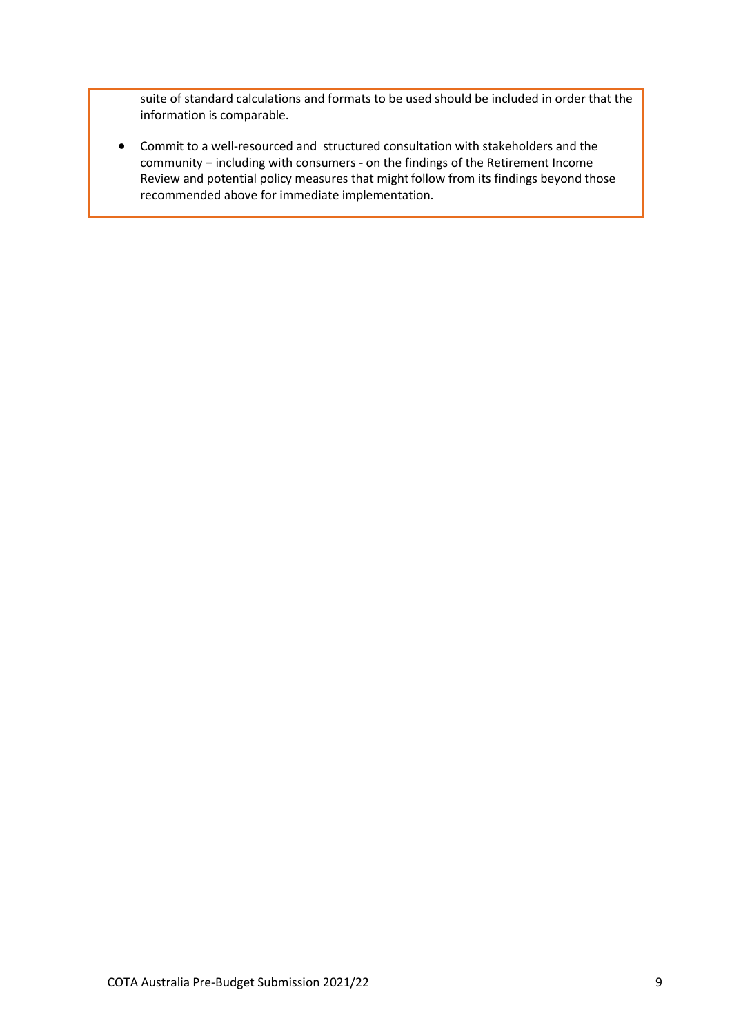suite of standard calculations and formats to be used should be included in order that the information is comparable.

- Commit to a well-resourced and structured consultation with stakeholders and the community – including with consumers - on the findings of the Retirement Income Review and potential policy measures that might follow from its findings beyond those recommended above for immediate implementation.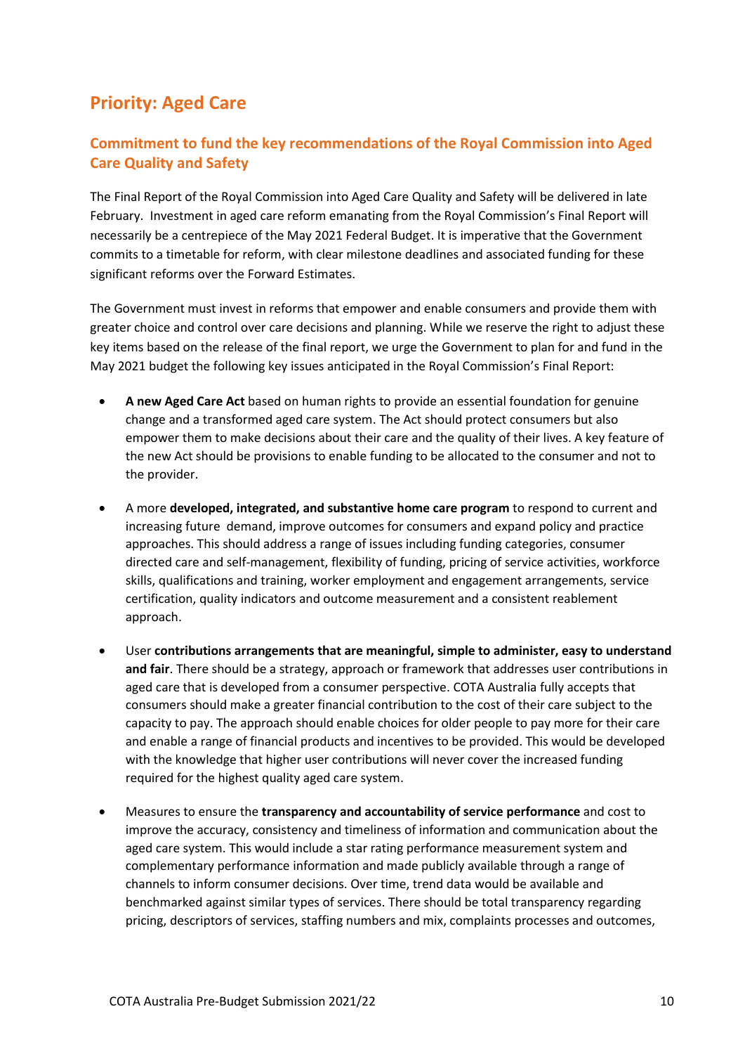## Priority: Aged Care

### Commitment to fund the key recommendations of the Royal Commission into Aged Care Quality and Safety

The Final Report of the Royal Commission into Aged Care Quality and Safety will be delivered in late February. Investment in aged care reform emanating from the Royal Commission's Final Report will necessarily be a centrepiece of the May 2021 Federal Budget. It is imperative that the Government commits to a timetable for reform, with clear milestone deadlines and associated funding for these significant reforms over the Forward Estimates.

The Government must invest in reforms that empower and enable consumers and provide them with greater choice and control over care decisions and planning. While we reserve the right to adjust these key items based on the release of the final report, we urge the Government to plan for and fund in the May 2021 budget the following key issues anticipated in the Royal Commission's Final Report:

- **A new Aged Care Act** based on human rights to provide an essential foundation for genuine change and a transformed aged care system. The Act should protect consumers but also empower them to make decisions about their care and the quality of their lives. A key feature of the new Act should be provisions to enable funding to be allocated to the consumer and not to the provider.

- A more **developed, integrated, and substantive home care program** to respond to current and increasing future demand, improve outcomes for consumers and expand policy and practice approaches. This should address a range of issues including funding categories, consumer directed care and self-management, flexibility of funding, pricing of service activities, workforce skills, qualifications and training, worker employment and engagement arrangements, service certification, quality indicators and outcome measurement and a consistent reablement approach.

- User **contributions arrangements that are meaningful, simple to administer, easy to understand and fair**. There should be a strategy, approach or framework that addresses user contributions in aged care that is developed from a consumer perspective. COTA Australia fully accepts that consumers should make a greater financial contribution to the cost of their care subject to the capacity to pay. The approach should enable choices for older people to pay more for their care and enable a range of financial products and incentives to be provided. This would be developed with the knowledge that higher user contributions will never cover the increased funding required for the highest quality aged care system.

- Measures to ensure the **transparency and accountability of service performance** and cost to improve the accuracy, consistency and timeliness of information and communication about the aged care system. This would include a star rating performance measurement system and complementary performance information and made publicly available through a range of channels to inform consumer decisions. Over time, trend data would be available and benchmarked against similar types of services. There should be total transparency regarding pricing, descriptors of services, staffing numbers and mix, complaints processes and outcomes,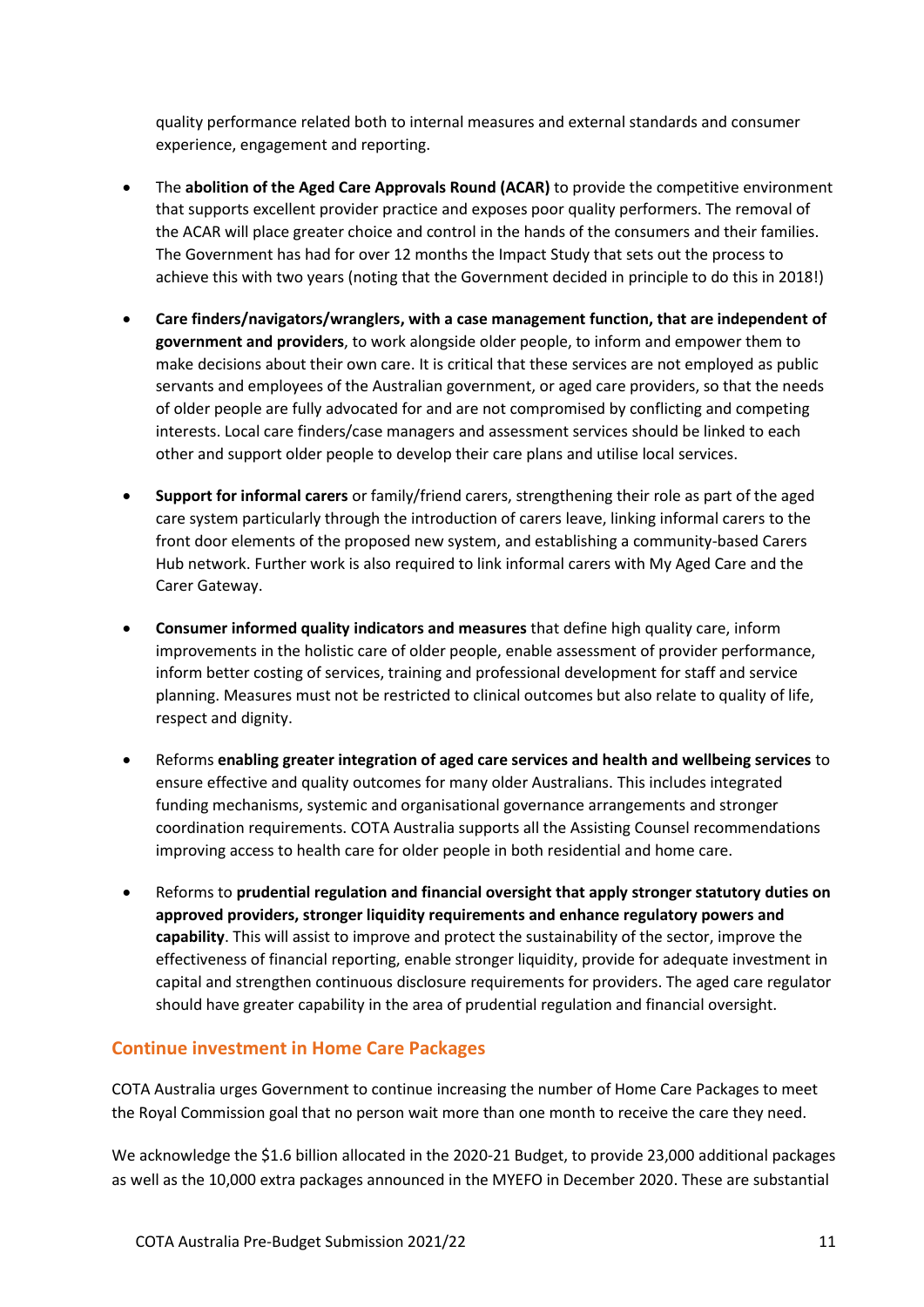quality performance related both to internal measures and external standards and consumer experience, engagement and reporting.

- The **abolition of the Aged Care Approvals Round (ACAR)** to provide the competitive environment that supports excellent provider practice and exposes poor quality performers. The removal of the ACAR will place greater choice and control in the hands of the consumers and their families. The Government has had for over 12 months the Impact Study that sets out the process to achieve this with two years (noting that the Government decided in principle to do this in 2018!)

- **Care finders/navigators/wranglers, with a case management function, that are independent of government and providers**, to work alongside older people, to inform and empower them to make decisions about their own care. It is critical that these services are not employed as public servants and employees of the Australian government, or aged care providers, so that the needs of older people are fully advocated for and are not compromised by conflicting and competing interests. Local care finders/case managers and assessment services should be linked to each other and support older people to develop their care plans and utilise local services.

- **Support for informal carers** or family/friend carers, strengthening their role as part of the aged care system particularly through the introduction of carers leave, linking informal carers to the front door elements of the proposed new system, and establishing a community-based Carers Hub network. Further work is also required to link informal carers with My Aged Care and the Carer Gateway.

- **Consumer informed quality indicators and measures** that define high quality care, inform improvements in the holistic care of older people, enable assessment of provider performance, inform better costing of services, training and professional development for staff and service planning. Measures must not be restricted to clinical outcomes but also relate to quality of life, respect and dignity.

- Reforms **enabling greater integration of aged care services and health and wellbeing services** to ensure effective and quality outcomes for many older Australians. This includes integrated funding mechanisms, systemic and organisational governance arrangements and stronger coordination requirements. COTA Australia supports all the Assisting Counsel recommendations improving access to health care for older people in both residential and home care.

- Reforms to **prudential regulation and financial oversight that apply stronger statutory duties on approved providers, stronger liquidity requirements and enhance regulatory powers and capability**. This will assist to improve and protect the sustainability of the sector, improve the effectiveness of financial reporting, enable stronger liquidity, provide for adequate investment in capital and strengthen continuous disclosure requirements for providers. The aged care regulator should have greater capability in the area of prudential regulation and financial oversight.

## Continue investment in Home Care Packages

COTA Australia urges Government to continue increasing the number of Home Care Packages to meet the Royal Commission goal that no person wait more than one month to receive the care they need.

We acknowledge the $1.6 billion allocated in the 2020-21 Budget, to provide 23,000 additional packages as well as the 10,000 extra packages announced in the MYEFO in December 2020. These are substantial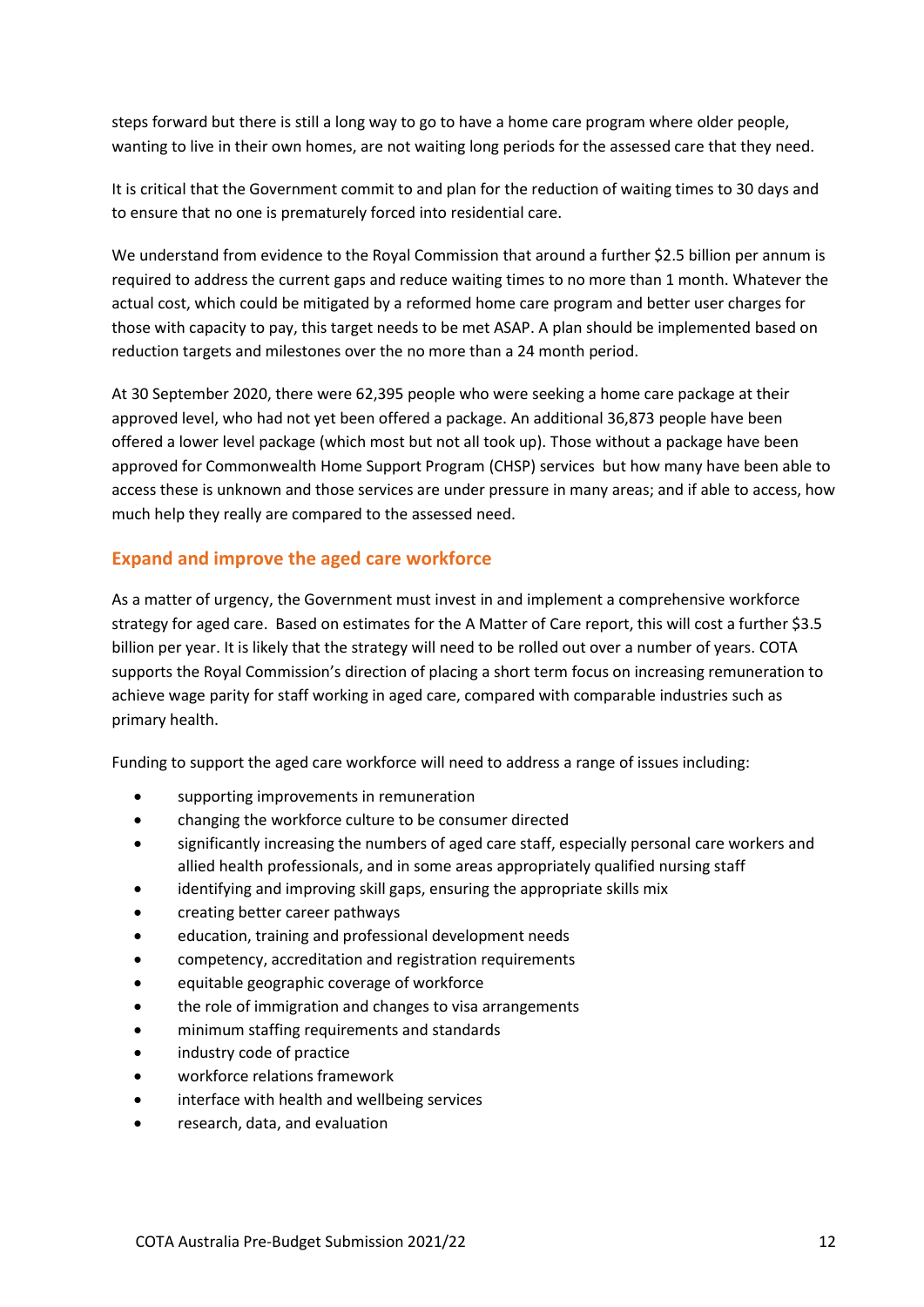steps forward but there is still a long way to go to have a home care program where older people, wanting to live in their own homes, are not waiting long periods for the assessed care that they need.

It is critical that the Government commit to and plan for the reduction of waiting times to 30 days and to ensure that no one is prematurely forced into residential care.

We understand from evidence to the Royal Commission that around a further $2.5 billion per annum is required to address the current gaps and reduce waiting times to no more than 1 month. Whatever the actual cost, which could be mitigated by a reformed home care program and better user charges for those with capacity to pay, this target needs to be met ASAP. A plan should be implemented based on reduction targets and milestones over the no more than a 24 month period.

At 30 September 2020, there were 62,395 people who were seeking a home care package at their approved level, who had not yet been offered a package. An additional 36,873 people have been offered a lower level package (which most but not all took up). Those without a package have been approved for Commonwealth Home Support Program (CHSP) services but how many have been able to access these is unknown and those services are under pressure in many areas; and if able to access, how much help they really are compared to the assessed need.

## Expand and improve the aged care workforce

As a matter of urgency, the Government must invest in and implement a comprehensive workforce strategy for aged care. Based on estimates for the A Matter of Care report, this will cost a further $3.5 billion per year. It is likely that the strategy will need to be rolled out over a number of years. COTA supports the Royal Commission's direction of placing a short term focus on increasing remuneration to achieve wage parity for staff working in aged care, compared with comparable industries such as primary health.

Funding to support the aged care workforce will need to address a range of issues including:

- supporting improvements in remuneration
- changing the workforce culture to be consumer directed
- significantly increasing the numbers of aged care staff, especially personal care workers and allied health professionals, and in some areas appropriately qualified nursing staff
- identifying and improving skill gaps, ensuring the appropriate skills mix
- creating better career pathways
- education, training and professional development needs
- competency, accreditation and registration requirements
- equitable geographic coverage of workforce
- the role of immigration and changes to visa arrangements
- minimum staffing requirements and standards
- industry code of practice
- workforce relations framework
- interface with health and wellbeing services
- research, data, and evaluation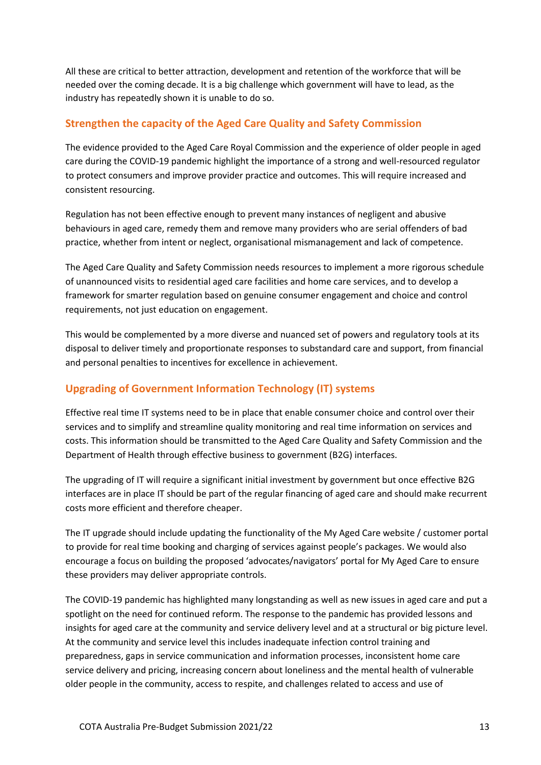All these are critical to better attraction, development and retention of the workforce that will be needed over the coming decade. It is a big challenge which government will have to lead, as the industry has repeatedly shown it is unable to do so.

## Strengthen the capacity of the Aged Care Quality and Safety Commission

The evidence provided to the Aged Care Royal Commission and the experience of older people in aged care during the COVID-19 pandemic highlight the importance of a strong and well-resourced regulator to protect consumers and improve provider practice and outcomes. This will require increased and consistent resourcing.

Regulation has not been effective enough to prevent many instances of negligent and abusive behaviours in aged care, remedy them and remove many providers who are serial offenders of bad practice, whether from intent or neglect, organisational mismanagement and lack of competence.

The Aged Care Quality and Safety Commission needs resources to implement a more rigorous schedule of unannounced visits to residential aged care facilities and home care services, and to develop a framework for smarter regulation based on genuine consumer engagement and choice and control requirements, not just education on engagement.

This would be complemented by a more diverse and nuanced set of powers and regulatory tools at its disposal to deliver timely and proportionate responses to substandard care and support, from financial and personal penalties to incentives for excellence in achievement.

## Upgrading of Government Information Technology (IT) systems

Effective real time IT systems need to be in place that enable consumer choice and control over their services and to simplify and streamline quality monitoring and real time information on services and costs. This information should be transmitted to the Aged Care Quality and Safety Commission and the Department of Health through effective business to government (B2G) interfaces.

The upgrading of IT will require a significant initial investment by government but once effective B2G interfaces are in place IT should be part of the regular financing of aged care and should make recurrent costs more efficient and therefore cheaper.

The IT upgrade should include updating the functionality of the My Aged Care website / customer portal to provide for real time booking and charging of services against people's packages. We would also encourage a focus on building the proposed 'advocates/navigators' portal for My Aged Care to ensure these providers may deliver appropriate controls.

The COVID-19 pandemic has highlighted many longstanding as well as new issues in aged care and put a spotlight on the need for continued reform. The response to the pandemic has provided lessons and insights for aged care at the community and service delivery level and at a structural or big picture level. At the community and service level this includes inadequate infection control training and preparedness, gaps in service communication and information processes, inconsistent home care service delivery and pricing, increasing concern about loneliness and the mental health of vulnerable older people in the community, access to respite, and challenges related to access and use of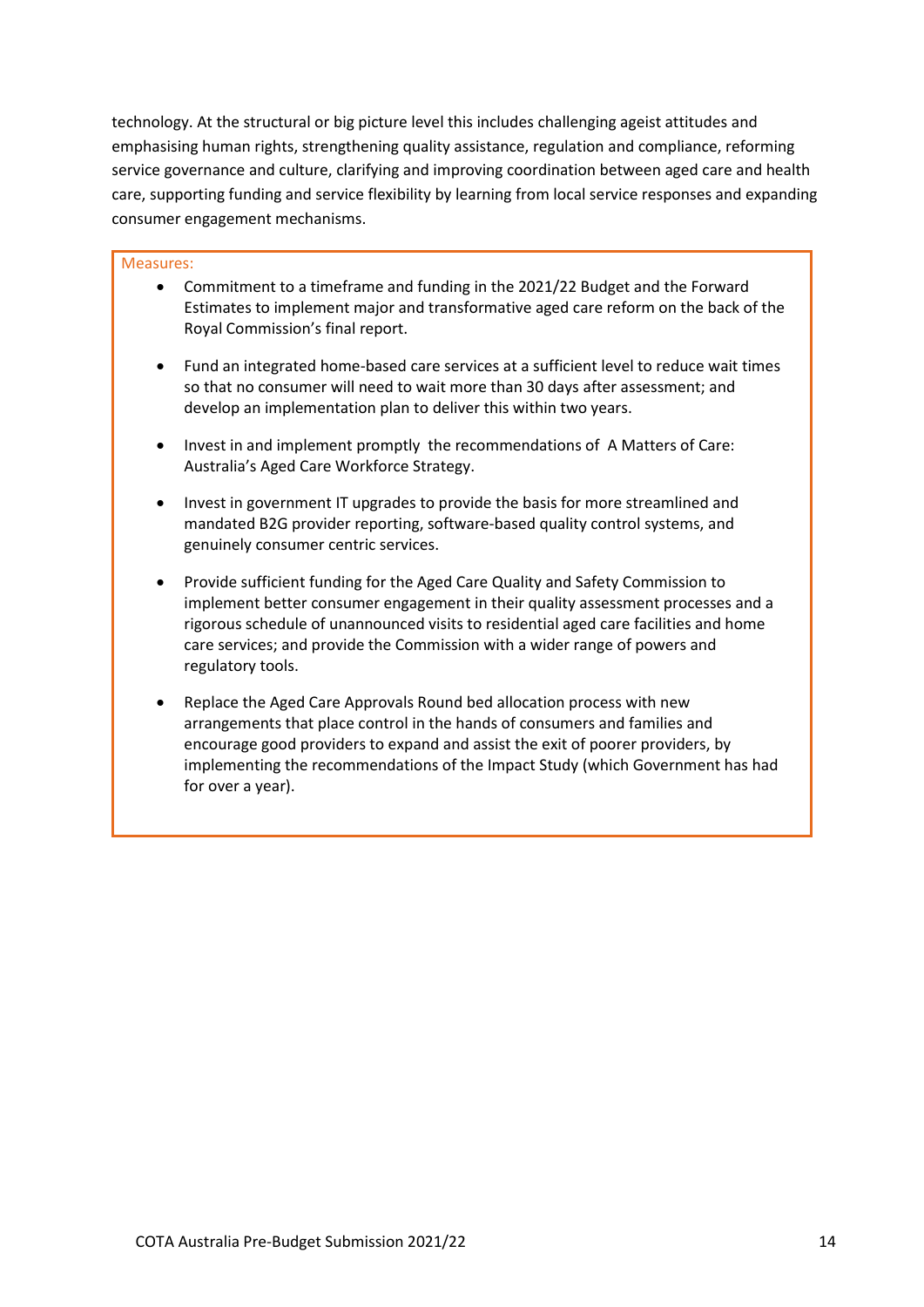technology. At the structural or big picture level this includes challenging ageist attitudes and emphasising human rights, strengthening quality assistance, regulation and compliance, reforming service governance and culture, clarifying and improving coordination between aged care and health care, supporting funding and service flexibility by learning from local service responses and expanding consumer engagement mechanisms.

Measures:

- Commitment to a timeframe and funding in the 2021/22 Budget and the Forward Estimates to implement major and transformative aged care reform on the back of the Royal Commission's final report.

- Fund an integrated home-based care services at a sufficient level to reduce wait times so that no consumer will need to wait more than 30 days after assessment; and develop an implementation plan to deliver this within two years.

- Invest in and implement promptly the recommendations of A Matters of Care: Australia's Aged Care Workforce Strategy.

- Invest in government IT upgrades to provide the basis for more streamlined and mandated B2G provider reporting, software-based quality control systems, and genuinely consumer centric services.

- Provide sufficient funding for the Aged Care Quality and Safety Commission to implement better consumer engagement in their quality assessment processes and a rigorous schedule of unannounced visits to residential aged care facilities and home care services; and provide the Commission with a wider range of powers and regulatory tools.

- Replace the Aged Care Approvals Round bed allocation process with new arrangements that place control in the hands of consumers and families and encourage good providers to expand and assist the exit of poorer providers, by implementing the recommendations of the Impact Study (which Government has had for over a year).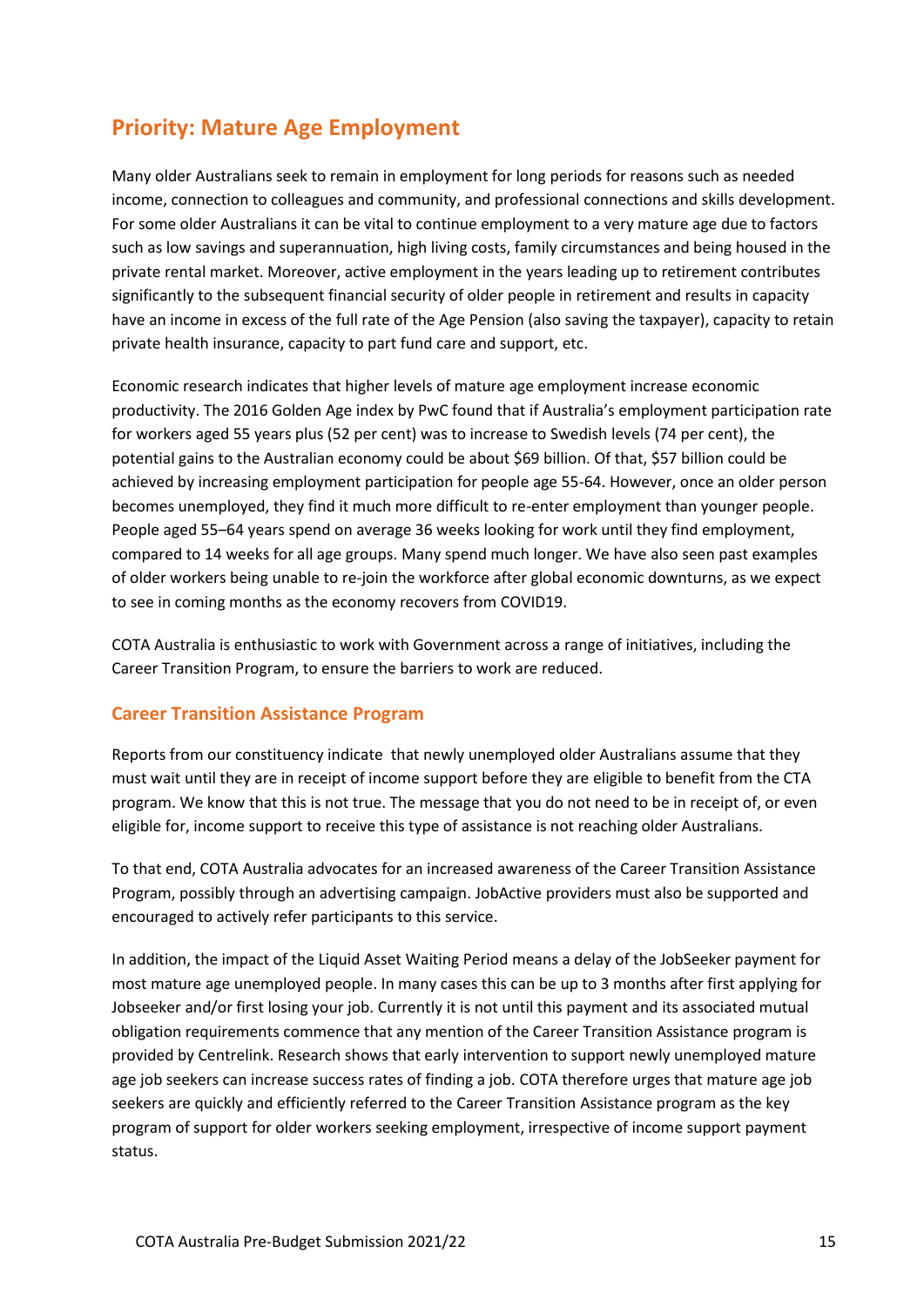## Priority: Mature Age Employment

Many older Australians seek to remain in employment for long periods for reasons such as needed income, connection to colleagues and community, and professional connections and skills development. For some older Australians it can be vital to continue employment to a very mature age due to factors such as low savings and superannuation, high living costs, family circumstances and being housed in the private rental market. Moreover, active employment in the years leading up to retirement contributes significantly to the subsequent financial security of older people in retirement and results in capacity have an income in excess of the full rate of the Age Pension (also saving the taxpayer), capacity to retain private health insurance, capacity to part fund care and support, etc.

Economic research indicates that higher levels of mature age employment increase economic productivity. The 2016 Golden Age index by PwC found that if Australia's employment participation rate for workers aged 55 years plus (52 per cent) was to increase to Swedish levels (74 per cent), the potential gains to the Australian economy could be about $69 billion. Of that, $57 billion could be achieved by increasing employment participation for people age 55-64. However, once an older person becomes unemployed, they find it much more difficult to re-enter employment than younger people. People aged 55–64 years spend on average 36 weeks looking for work until they find employment, compared to 14 weeks for all age groups. Many spend much longer. We have also seen past examples of older workers being unable to re-join the workforce after global economic downturns, as we expect to see in coming months as the economy recovers from COVID19.

COTA Australia is enthusiastic to work with Government across a range of initiatives, including the Career Transition Program, to ensure the barriers to work are reduced.

### Career Transition Assistance Program

Reports from our constituency indicate that newly unemployed older Australians assume that they must wait until they are in receipt of income support before they are eligible to benefit from the CTA program. We know that this is not true. The message that you do not need to be in receipt of, or even eligible for, income support to receive this type of assistance is not reaching older Australians.

To that end, COTA Australia advocates for an increased awareness of the Career Transition Assistance Program, possibly through an advertising campaign. JobActive providers must also be supported and encouraged to actively refer participants to this service.

In addition, the impact of the Liquid Asset Waiting Period means a delay of the JobSeeker payment for most mature age unemployed people. In many cases this can be up to 3 months after first applying for Jobseeker and/or first losing your job. Currently it is not until this payment and its associated mutual obligation requirements commence that any mention of the Career Transition Assistance program is provided by Centrelink. Research shows that early intervention to support newly unemployed mature age job seekers can increase success rates of finding a job. COTA therefore urges that mature age job seekers are quickly and efficiently referred to the Career Transition Assistance program as the key program of support for older workers seeking employment, irrespective of income support payment status.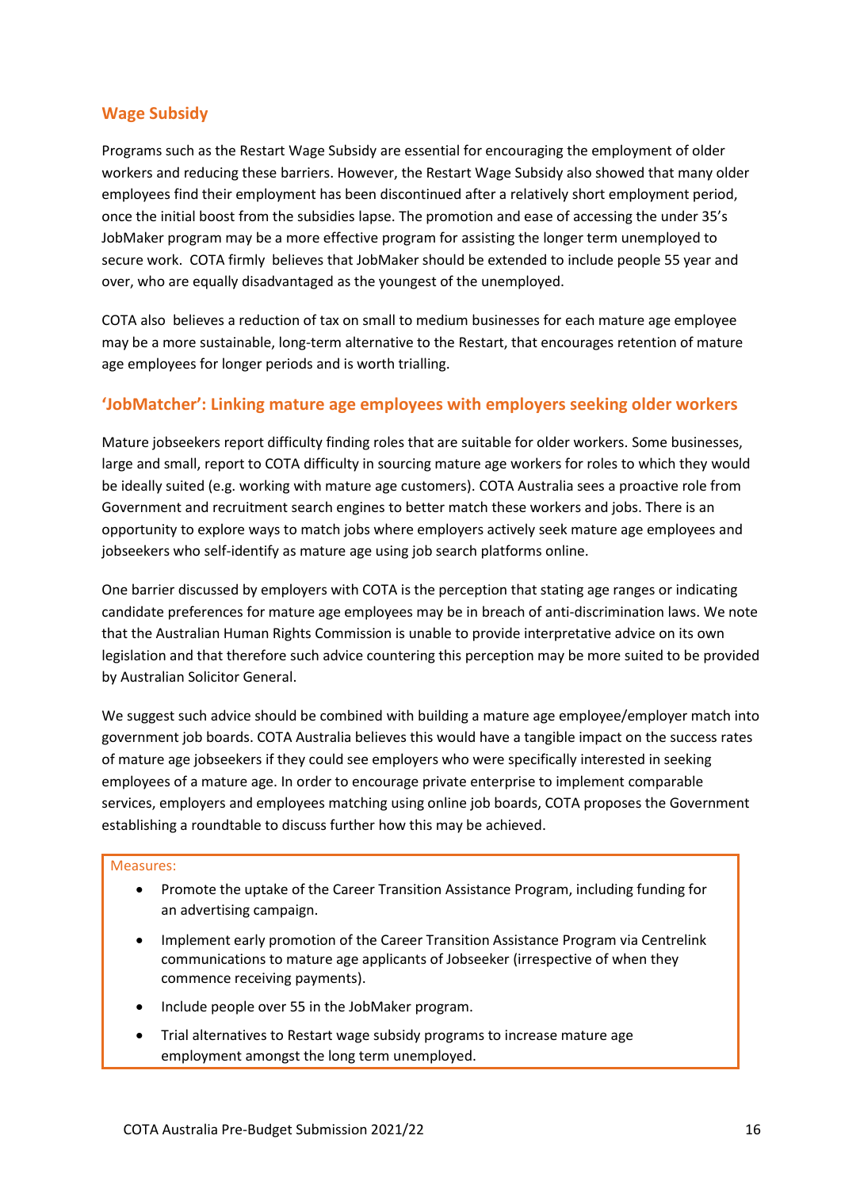## Wage Subsidy

Programs such as the Restart Wage Subsidy are essential for encouraging the employment of older workers and reducing these barriers. However, the Restart Wage Subsidy also showed that many older employees find their employment has been discontinued after a relatively short employment period, once the initial boost from the subsidies lapse. The promotion and ease of accessing the under 35's JobMaker program may be a more effective program for assisting the longer term unemployed to secure work. COTA firmly believes that JobMaker should be extended to include people 55 year and over, who are equally disadvantaged as the youngest of the unemployed.

COTA also believes a reduction of tax on small to medium businesses for each mature age employee may be a more sustainable, long-term alternative to the Restart, that encourages retention of mature age employees for longer periods and is worth trialling.

## 'JobMatcher': Linking mature age employees with employers seeking older workers

Mature jobseekers report difficulty finding roles that are suitable for older workers. Some businesses, large and small, report to COTA difficulty in sourcing mature age workers for roles to which they would be ideally suited (e.g. working with mature age customers). COTA Australia sees a proactive role from Government and recruitment search engines to better match these workers and jobs. There is an opportunity to explore ways to match jobs where employers actively seek mature age employees and jobseekers who self-identify as mature age using job search platforms online.

One barrier discussed by employers with COTA is the perception that stating age ranges or indicating candidate preferences for mature age employees may be in breach of anti-discrimination laws. We note that the Australian Human Rights Commission is unable to provide interpretative advice on its own legislation and that therefore such advice countering this perception may be more suited to be provided by Australian Solicitor General.

We suggest such advice should be combined with building a mature age employee/employer match into government job boards. COTA Australia believes this would have a tangible impact on the success rates of mature age jobseekers if they could see employers who were specifically interested in seeking employees of a mature age. In order to encourage private enterprise to implement comparable services, employers and employees matching using online job boards, COTA proposes the Government establishing a roundtable to discuss further how this may be achieved.

Measures:

- Promote the uptake of the Career Transition Assistance Program, including funding for an advertising campaign.
- Implement early promotion of the Career Transition Assistance Program via Centrelink communications to mature age applicants of Jobseeker (irrespective of when they commence receiving payments).
- Include people over 55 in the JobMaker program.
- Trial alternatives to Restart wage subsidy programs to increase mature age employment amongst the long term unemployed.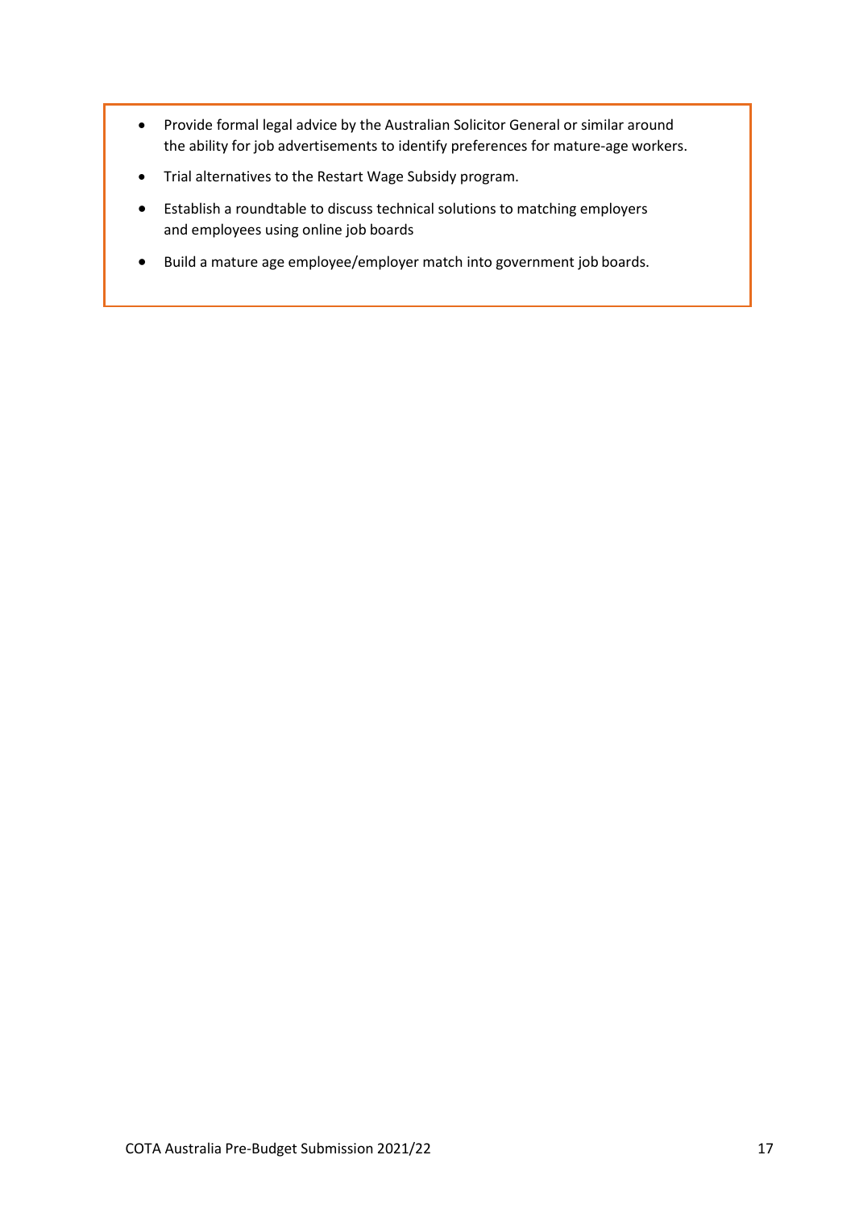- Provide formal legal advice by the Australian Solicitor General or similar around the ability for job advertisements to identify preferences for mature-age workers.
- Trial alternatives to the Restart Wage Subsidy program.
- Establish a roundtable to discuss technical solutions to matching employers and employees using online job boards
- Build a mature age employee/employer match into government job boards.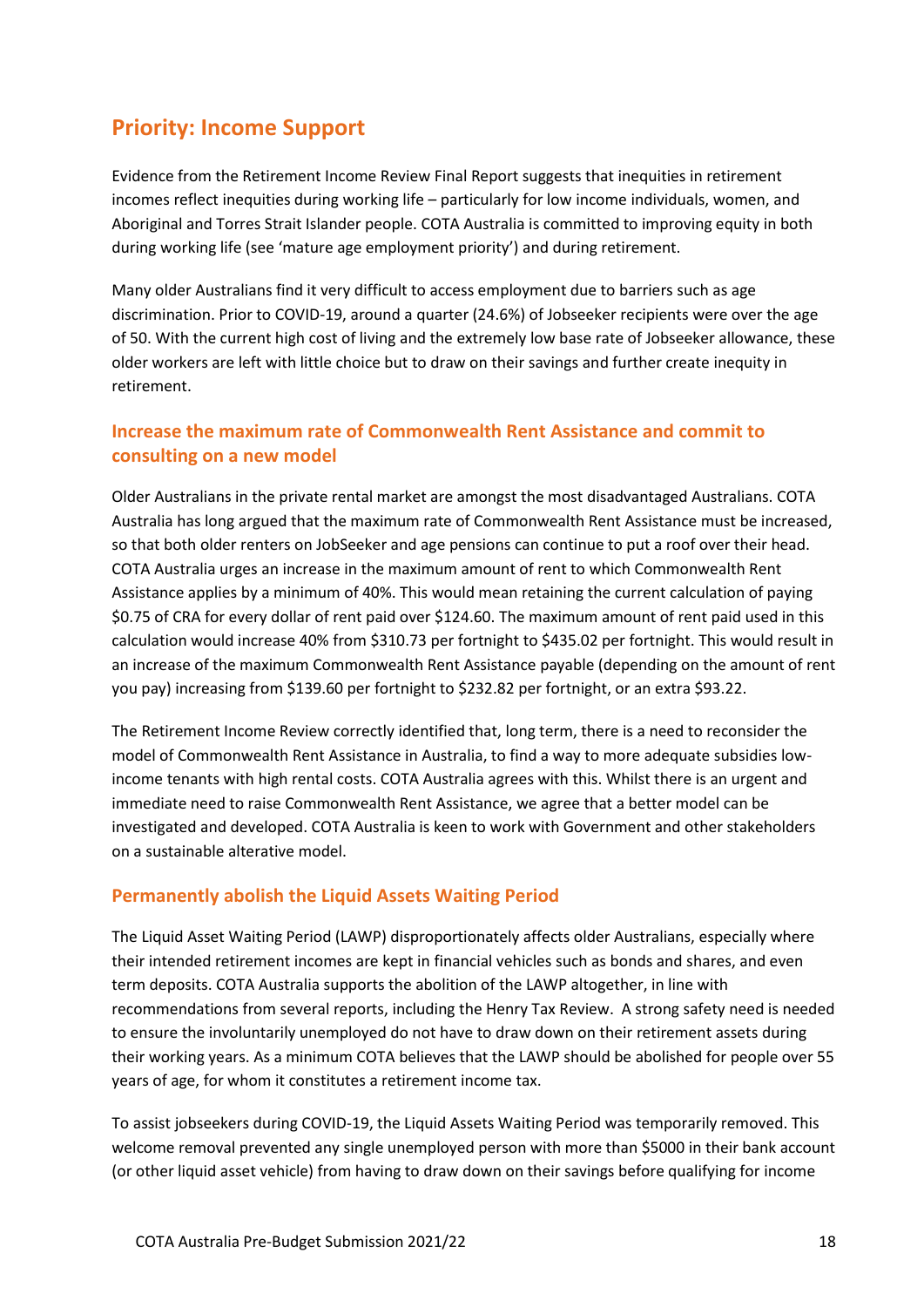## Priority: Income Support

Evidence from the Retirement Income Review Final Report suggests that inequities in retirement incomes reflect inequities during working life – particularly for low income individuals, women, and Aboriginal and Torres Strait Islander people. COTA Australia is committed to improving equity in both during working life (see 'mature age employment priority') and during retirement.

Many older Australians find it very difficult to access employment due to barriers such as age discrimination. Prior to COVID-19, around a quarter (24.6%) of Jobseeker recipients were over the age of 50. With the current high cost of living and the extremely low base rate of Jobseeker allowance, these older workers are left with little choice but to draw on their savings and further create inequity in retirement.

### Increase the maximum rate of Commonwealth Rent Assistance and commit to consulting on a new model

Older Australians in the private rental market are amongst the most disadvantaged Australians. COTA Australia has long argued that the maximum rate of Commonwealth Rent Assistance must be increased, so that both older renters on JobSeeker and age pensions can continue to put a roof over their head. COTA Australia urges an increase in the maximum amount of rent to which Commonwealth Rent Assistance applies by a minimum of 40%. This would mean retaining the current calculation of paying $0.75 of CRA for every dollar of rent paid over $124.60. The maximum amount of rent paid used in this calculation would increase 40% from $310.73 per fortnight to $435.02 per fortnight. This would result in an increase of the maximum Commonwealth Rent Assistance payable (depending on the amount of rent you pay) increasing from $139.60 per fortnight to $232.82 per fortnight, or an extra $93.22.

The Retirement Income Review correctly identified that, long term, there is a need to reconsider the model of Commonwealth Rent Assistance in Australia, to find a way to more adequate subsidies low-income tenants with high rental costs. COTA Australia agrees with this. Whilst there is an urgent and immediate need to raise Commonwealth Rent Assistance, we agree that a better model can be investigated and developed. COTA Australia is keen to work with Government and other stakeholders on a sustainable alterative model.

### Permanently abolish the Liquid Assets Waiting Period

The Liquid Asset Waiting Period (LAWP) disproportionately affects older Australians, especially where their intended retirement incomes are kept in financial vehicles such as bonds and shares, and even term deposits. COTA Australia supports the abolition of the LAWP altogether, in line with recommendations from several reports, including the Henry Tax Review. A strong safety need is needed to ensure the involuntarily unemployed do not have to draw down on their retirement assets during their working years. As a minimum COTA believes that the LAWP should be abolished for people over 55 years of age, for whom it constitutes a retirement income tax.

To assist jobseekers during COVID-19, the Liquid Assets Waiting Period was temporarily removed. This welcome removal prevented any single unemployed person with more than $5000 in their bank account (or other liquid asset vehicle) from having to draw down on their savings before qualifying for income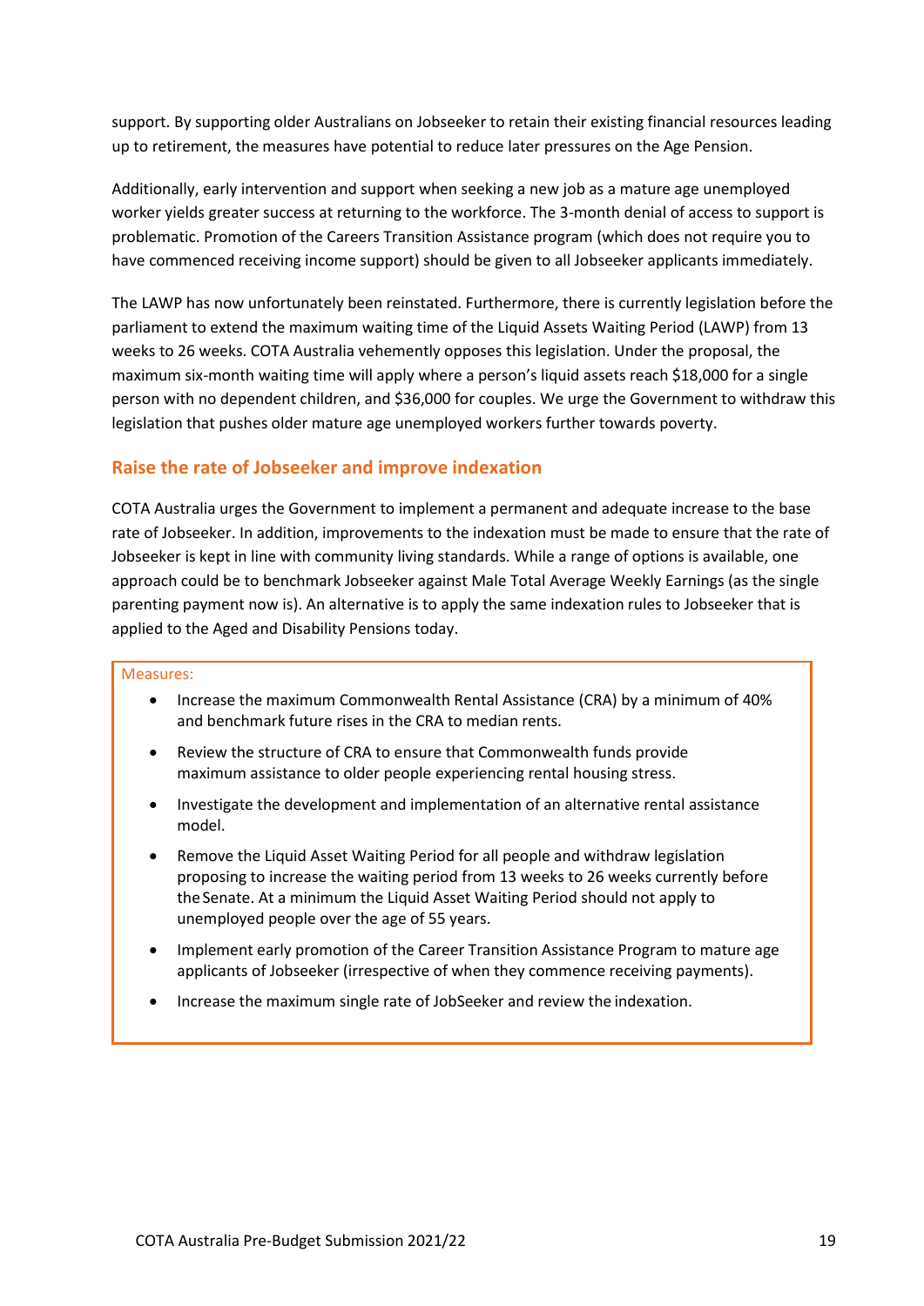support. By supporting older Australians on Jobseeker to retain their existing financial resources leading up to retirement, the measures have potential to reduce later pressures on the Age Pension.

Additionally, early intervention and support when seeking a new job as a mature age unemployed worker yields greater success at returning to the workforce. The 3-month denial of access to support is problematic. Promotion of the Careers Transition Assistance program (which does not require you to have commenced receiving income support) should be given to all Jobseeker applicants immediately.

The LAWP has now unfortunately been reinstated. Furthermore, there is currently legislation before the parliament to extend the maximum waiting time of the Liquid Assets Waiting Period (LAWP) from 13 weeks to 26 weeks. COTA Australia vehemently opposes this legislation. Under the proposal, the maximum six-month waiting time will apply where a person's liquid assets reach $18,000 for a single person with no dependent children, and $36,000 for couples. We urge the Government to withdraw this legislation that pushes older mature age unemployed workers further towards poverty.

## Raise the rate of Jobseeker and improve indexation

COTA Australia urges the Government to implement a permanent and adequate increase to the base rate of Jobseeker. In addition, improvements to the indexation must be made to ensure that the rate of Jobseeker is kept in line with community living standards. While a range of options is available, one approach could be to benchmark Jobseeker against Male Total Average Weekly Earnings (as the single parenting payment now is). An alternative is to apply the same indexation rules to Jobseeker that is applied to the Aged and Disability Pensions today.

Measures:

- Increase the maximum Commonwealth Rental Assistance (CRA) by a minimum of 40% and benchmark future rises in the CRA to median rents.
- Review the structure of CRA to ensure that Commonwealth funds provide maximum assistance to older people experiencing rental housing stress.
- Investigate the development and implementation of an alternative rental assistance model.
- Remove the Liquid Asset Waiting Period for all people and withdraw legislation proposing to increase the waiting period from 13 weeks to 26 weeks currently before the Senate. At a minimum the Liquid Asset Waiting Period should not apply to unemployed people over the age of 55 years.
- Implement early promotion of the Career Transition Assistance Program to mature age applicants of Jobseeker (irrespective of when they commence receiving payments).
- Increase the maximum single rate of JobSeeker and review the indexation.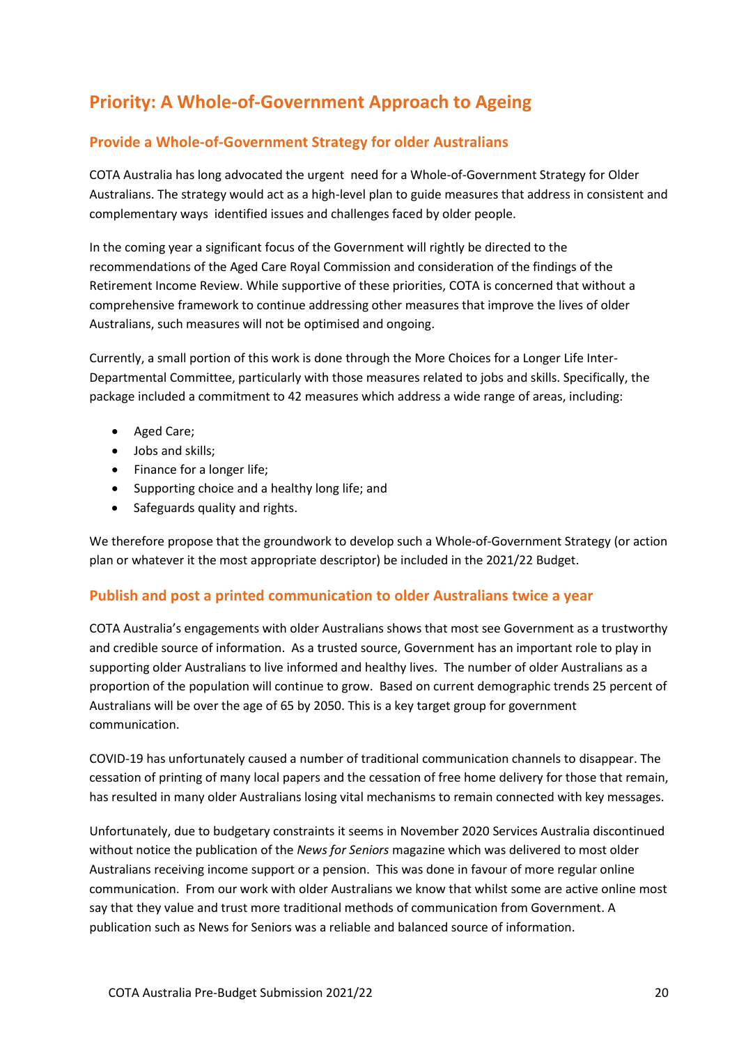# Priority: A Whole-of-Government Approach to Ageing

## Provide a Whole-of-Government Strategy for older Australians

COTA Australia has long advocated the urgent need for a Whole-of-Government Strategy for Older Australians. The strategy would act as a high-level plan to guide measures that address in consistent and complementary ways identified issues and challenges faced by older people.

In the coming year a significant focus of the Government will rightly be directed to the recommendations of the Aged Care Royal Commission and consideration of the findings of the Retirement Income Review. While supportive of these priorities, COTA is concerned that without a comprehensive framework to continue addressing other measures that improve the lives of older Australians, such measures will not be optimised and ongoing.

Currently, a small portion of this work is done through the More Choices for a Longer Life Inter-Departmental Committee, particularly with those measures related to jobs and skills. Specifically, the package included a commitment to 42 measures which address a wide range of areas, including:

- Aged Care;
- Jobs and skills;
- Finance for a longer life;
- Supporting choice and a healthy long life; and
- Safeguards quality and rights.

We therefore propose that the groundwork to develop such a Whole-of-Government Strategy (or action plan or whatever it the most appropriate descriptor) be included in the 2021/22 Budget.

## Publish and post a printed communication to older Australians twice a year

COTA Australia's engagements with older Australians shows that most see Government as a trustworthy and credible source of information. As a trusted source, Government has an important role to play in supporting older Australians to live informed and healthy lives. The number of older Australians as a proportion of the population will continue to grow. Based on current demographic trends 25 percent of Australians will be over the age of 65 by 2050. This is a key target group for government communication.

COVID-19 has unfortunately caused a number of traditional communication channels to disappear. The cessation of printing of many local papers and the cessation of free home delivery for those that remain, has resulted in many older Australians losing vital mechanisms to remain connected with key messages.

Unfortunately, due to budgetary constraints it seems in November 2020 Services Australia discontinued without notice the publication of the *News for Seniors* magazine which was delivered to most older Australians receiving income support or a pension. This was done in favour of more regular online communication. From our work with older Australians we know that whilst some are active online most say that they value and trust more traditional methods of communication from Government. A publication such as News for Seniors was a reliable and balanced source of information.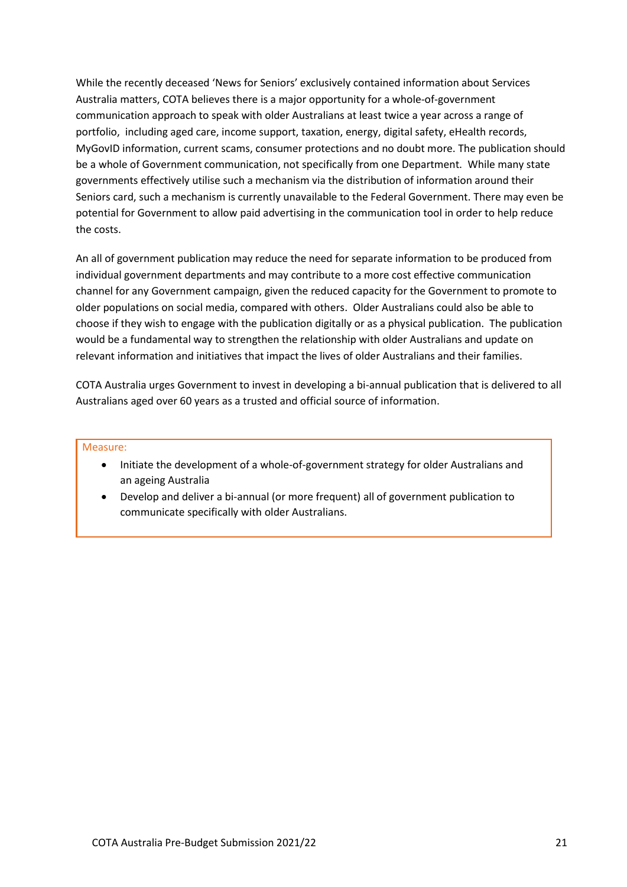While the recently deceased 'News for Seniors' exclusively contained information about Services Australia matters, COTA believes there is a major opportunity for a whole-of-government communication approach to speak with older Australians at least twice a year across a range of portfolio, including aged care, income support, taxation, energy, digital safety, eHealth records, MyGovID information, current scams, consumer protections and no doubt more. The publication should be a whole of Government communication, not specifically from one Department. While many state governments effectively utilise such a mechanism via the distribution of information around their Seniors card, such a mechanism is currently unavailable to the Federal Government. There may even be potential for Government to allow paid advertising in the communication tool in order to help reduce the costs.

An all of government publication may reduce the need for separate information to be produced from individual government departments and may contribute to a more cost effective communication channel for any Government campaign, given the reduced capacity for the Government to promote to older populations on social media, compared with others. Older Australians could also be able to choose if they wish to engage with the publication digitally or as a physical publication. The publication would be a fundamental way to strengthen the relationship with older Australians and update on relevant information and initiatives that impact the lives of older Australians and their families.

COTA Australia urges Government to invest in developing a bi-annual publication that is delivered to all Australians aged over 60 years as a trusted and official source of information.

Measure:

- Initiate the development of a whole-of-government strategy for older Australians and an ageing Australia
- Develop and deliver a bi-annual (or more frequent) all of government publication to communicate specifically with older Australians.